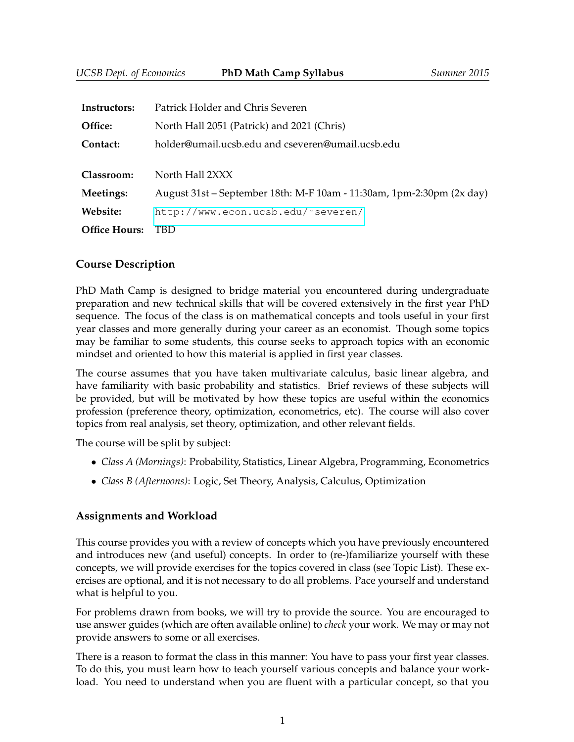# PhD Math Camp Syllabus

UCSB Dept. of Economics — Summer 2015

| | |
|---|---|
| **Instructors:** | Patrick Holder and Chris Severen |
| **Office:** | North Hall 2051 (Patrick) and 2021 (Chris) |
| **Contact:** | holder@umail.ucsb.edu and cseveren@umail.ucsb.edu |
| **Classroom:** | North Hall 2XXX |
| **Meetings:** | August 31st – September 18th: M-F 10am - 11:30am, 1pm-2:30pm (2x day) |
| **Website:** | http://www.econ.ucsb.edu/~severen/ |
| **Office Hours:** | TBD |

## Course Description

PhD Math Camp is designed to bridge material you encountered during undergraduate preparation and new technical skills that will be covered extensively in the first year PhD sequence. The focus of the class is on mathematical concepts and tools useful in your first year classes and more generally during your career as an economist. Though some topics may be familiar to some students, this course seeks to approach topics with an economic mindset and oriented to how this material is applied in first year classes.

The course assumes that you have taken multivariate calculus, basic linear algebra, and have familiarity with basic probability and statistics. Brief reviews of these subjects will be provided, but will be motivated by how these topics are useful within the economics profession (preference theory, optimization, econometrics, etc). The course will also cover topics from real analysis, set theory, optimization, and other relevant fields.

The course will be split by subject:

- *Class A (Mornings)*: Probability, Statistics, Linear Algebra, Programming, Econometrics
- *Class B (Afternoons)*: Logic, Set Theory, Analysis, Calculus, Optimization

## Assignments and Workload

This course provides you with a review of concepts which you have previously encountered and introduces new (and useful) concepts. In order to (re-)familiarize yourself with these concepts, we will provide exercises for the topics covered in class (see Topic List). These exercises are optional, and it is not necessary to do all problems. Pace yourself and understand what is helpful to you.

For problems drawn from books, we will try to provide the source. You are encouraged to use answer guides (which are often available online) to *check* your work. We may or may not provide answers to some or all exercises.

There is a reason to format the class in this manner: You have to pass your first year classes. To do this, you must learn how to teach yourself various concepts and balance your workload. You need to understand when you are fluent with a particular concept, so that you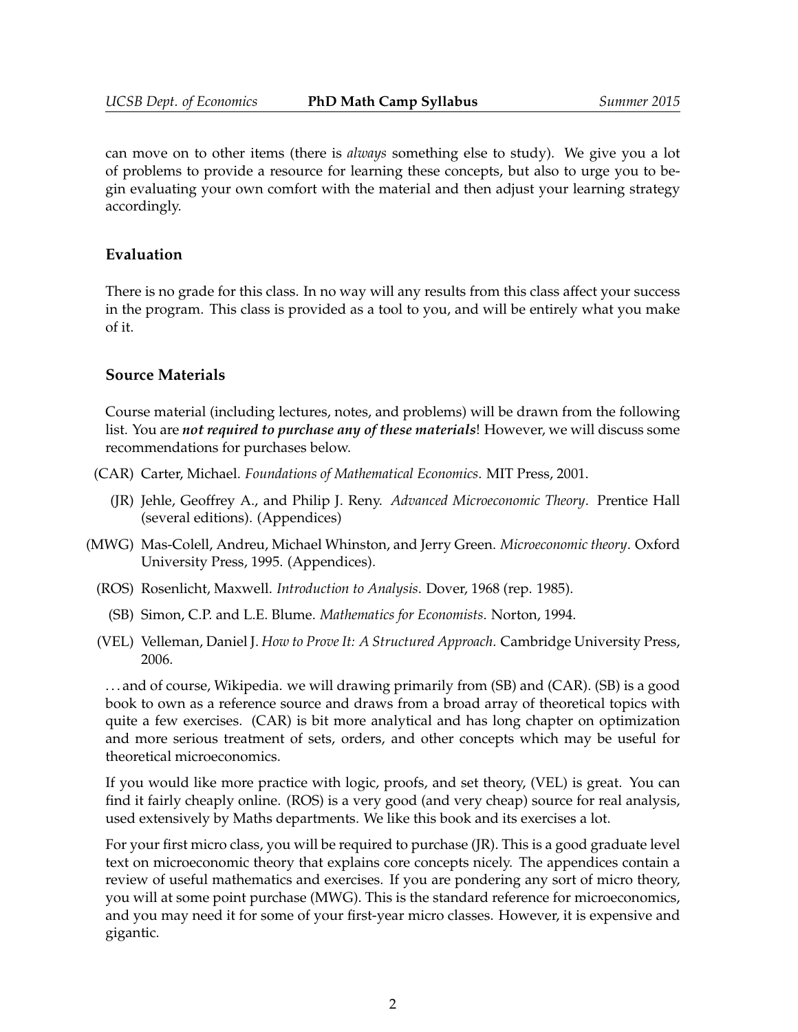can move on to other items (there is *always* something else to study). We give you a lot of problems to provide a resource for learning these concepts, but also to urge you to begin evaluating your own comfort with the material and then adjust your learning strategy accordingly.

### Evaluation

There is no grade for this class. In no way will any results from this class affect your success in the program. This class is provided as a tool to you, and will be entirely what you make of it.

### Source Materials

Course material (including lectures, notes, and problems) will be drawn from the following list. You are ***not required to purchase any of these materials***! However, we will discuss some recommendations for purchases below.

- (CAR) Carter, Michael. *Foundations of Mathematical Economics*. MIT Press, 2001.
- (JR) Jehle, Geoffrey A., and Philip J. Reny. *Advanced Microeconomic Theory*. Prentice Hall (several editions). (Appendices)
- (MWG) Mas-Colell, Andreu, Michael Whinston, and Jerry Green. *Microeconomic theory*. Oxford University Press, 1995. (Appendices).
- (ROS) Rosenlicht, Maxwell. *Introduction to Analysis*. Dover, 1968 (rep. 1985).
- (SB) Simon, C.P. and L.E. Blume. *Mathematics for Economists*. Norton, 1994.
- (VEL) Velleman, Daniel J. *How to Prove It: A Structured Approach.* Cambridge University Press, 2006.

. . . and of course, Wikipedia. we will drawing primarily from (SB) and (CAR). (SB) is a good book to own as a reference source and draws from a broad array of theoretical topics with quite a few exercises. (CAR) is bit more analytical and has long chapter on optimization and more serious treatment of sets, orders, and other concepts which may be useful for theoretical microeconomics.

If you would like more practice with logic, proofs, and set theory, (VEL) is great. You can find it fairly cheaply online. (ROS) is a very good (and very cheap) source for real analysis, used extensively by Maths departments. We like this book and its exercises a lot.

For your first micro class, you will be required to purchase (JR). This is a good graduate level text on microeconomic theory that explains core concepts nicely. The appendices contain a review of useful mathematics and exercises. If you are pondering any sort of micro theory, you will at some point purchase (MWG). This is the standard reference for microeconomics, and you may need it for some of your first-year micro classes. However, it is expensive and gigantic.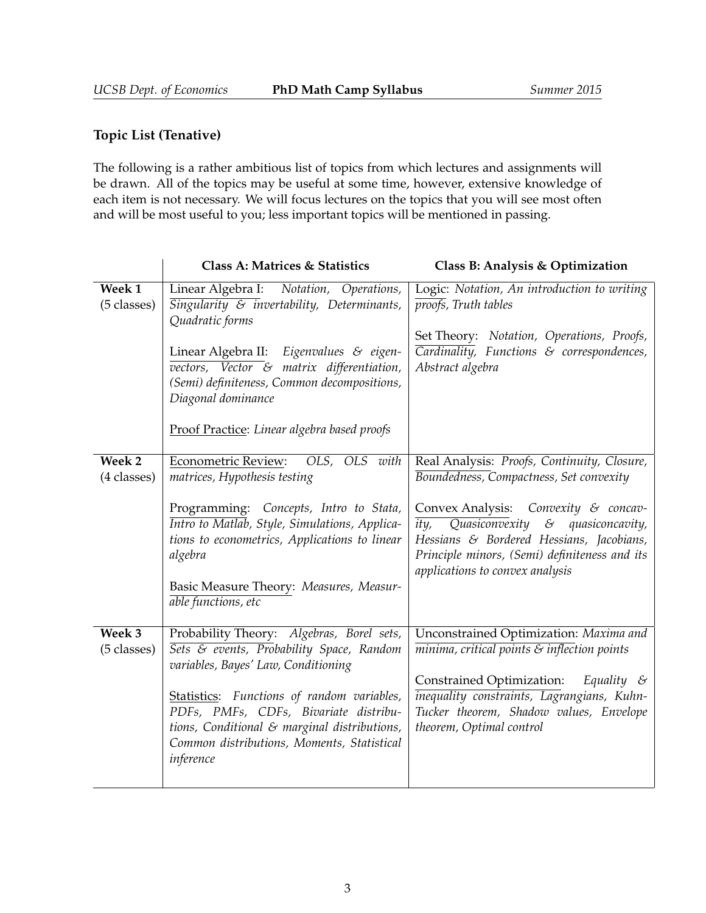## Topic List (Tenative)

The following is a rather ambitious list of topics from which lectures and assignments will be drawn. All of the topics may be useful at some time, however, extensive knowledge of each item is not necessary. We will focus lectures on the topics that you will see most often and will be most useful to you; less important topics will be mentioned in passing.

| | **Class A: Matrices & Statistics** | **Class B: Analysis & Optimization** |
|---|---|---|
| **Week 1** (5 classes) | Linear Algebra I: *Notation, Operations, Singularity & invertability, Determinants, Quadratic forms*<br><br>Linear Algebra II: *Eigenvalues & eigenvectors, Vector & matrix differentiation, (Semi) definiteness, Common decompositions, Diagonal dominance*<br><br>Proof Practice: *Linear algebra based proofs* | Logic: *Notation, An introduction to writing proofs, Truth tables*<br><br>Set Theory: *Notation, Operations, Proofs, Cardinality, Functions & correspondences, Abstract algebra* |
| **Week 2** (4 classes) | Econometric Review: *OLS, OLS with matrices, Hypothesis testing*<br><br>Programming: *Concepts, Intro to Stata, Intro to Matlab, Style, Simulations, Applications to econometrics, Applications to linear algebra*<br><br>Basic Measure Theory: *Measures, Measurable functions, etc* | Real Analysis: *Proofs, Continuity, Closure, Boundedness, Compactness, Set convexity*<br><br>Convex Analysis: *Convexity & concavity, Quasiconvexity & quasiconcavity, Hessians & Bordered Hessians, Jacobians, Principle minors, (Semi) definiteness and its applications to convex analysis* |
| **Week 3** (5 classes) | Probability Theory: *Algebras, Borel sets, Sets & events, Probability Space, Random variables, Bayes' Law, Conditioning*<br><br>Statistics: *Functions of random variables, PDFs, PMFs, CDFs, Bivariate distributions, Conditional & marginal distributions, Common distributions, Moments, Statistical inference* | Unconstrained Optimization: *Maxima and minima, critical points & inflection points*<br><br>Constrained Optimization: *Equality & inequality constraints, Lagrangians, Kuhn-Tucker theorem, Shadow values, Envelope theorem, Optimal control* |